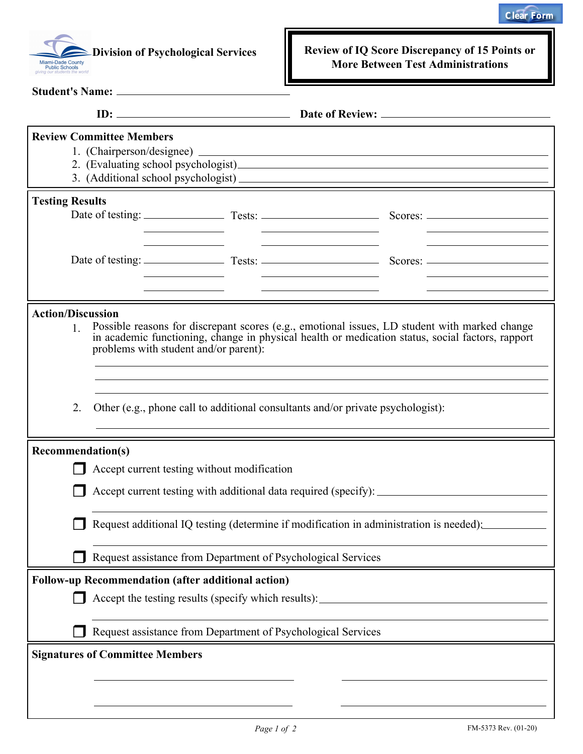Clear Form

**Division of Psychological Services**

Miami-Dade County Public Schools
*giving our students the world*

# Review of IQ Score Discrepancy of 15 Points or More Between Test Administrations

**Student's Name:** ______________________

**ID:** ______________________ **Date of Review:** ______________________

## Review Committee Members

1. (Chairperson/designee) ______________________
2. (Evaluating school psychologist) ______________________
3. (Additional school psychologist) ______________________

## Testing Results

| Date of testing: | Tests: | Scores: |
|---|---|---|
| __________ | __________ | __________ |
| __________ | __________ | __________ |
| __________ | __________ | __________ |

| Date of testing: | Tests: | Scores: |
|---|---|---|
| __________ | __________ | __________ |
| __________ | __________ | __________ |
| __________ | __________ | __________ |

## Action/Discussion

1. Possible reasons for discrepant scores (e.g., emotional issues, LD student with marked change in academic functioning, change in physical health or medication status, social factors, rapport problems with student and/or parent):

   ______________________
   ______________________
   ______________________

2. Other (e.g., phone call to additional consultants and/or private psychologist):

   ______________________

## Recommendation(s)

- ☐ Accept current testing without modification
- ☐ Accept current testing with additional data required (specify): ______________________
- ☐ Request additional IQ testing (determine if modification in administration is needed): ______________________
- ☐ Request assistance from Department of Psychological Services

## Follow-up Recommendation (after additional action)

- ☐ Accept the testing results (specify which results): ______________________
- ☐ Request assistance from Department of Psychological Services

## Signatures of Committee Members

______________________ ______________________

______________________ ______________________

FM-5373 Rev. (01-20)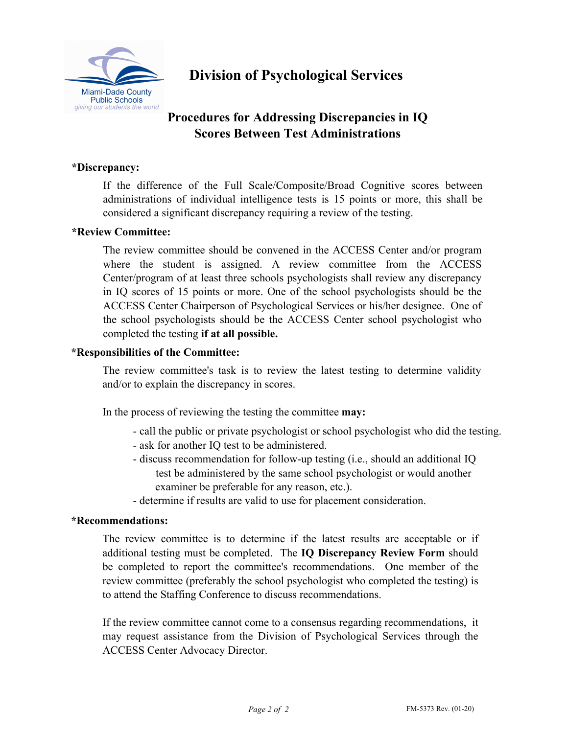# Division of Psychological Services

## Procedures for Addressing Discrepancies in IQ Scores Between Test Administrations

**\*Discrepancy:**

If the difference of the Full Scale/Composite/Broad Cognitive scores between administrations of individual intelligence tests is 15 points or more, this shall be considered a significant discrepancy requiring a review of the testing.

**\*Review Committee:**

The review committee should be convened in the ACCESS Center and/or program where the student is assigned. A review committee from the ACCESS Center/program of at least three schools psychologists shall review any discrepancy in IQ scores of 15 points or more. One of the school psychologists should be the ACCESS Center Chairperson of Psychological Services or his/her designee. One of the school psychologists should be the ACCESS Center school psychologist who completed the testing **if at all possible.**

**\*Responsibilities of the Committee:**

The review committee's task is to review the latest testing to determine validity and/or to explain the discrepancy in scores.

In the process of reviewing the testing the committee **may:**

- call the public or private psychologist or school psychologist who did the testing.
- ask for another IQ test to be administered.
- discuss recommendation for follow-up testing (i.e., should an additional IQ test be administered by the same school psychologist or would another examiner be preferable for any reason, etc.).
- determine if results are valid to use for placement consideration.

**\*Recommendations:**

The review committee is to determine if the latest results are acceptable or if additional testing must be completed. The **IQ Discrepancy Review Form** should be completed to report the committee's recommendations. One member of the review committee (preferably the school psychologist who completed the testing) is to attend the Staffing Conference to discuss recommendations.

If the review committee cannot come to a consensus regarding recommendations, it may request assistance from the Division of Psychological Services through the ACCESS Center Advocacy Director.

FM-5373 Rev. (01-20)